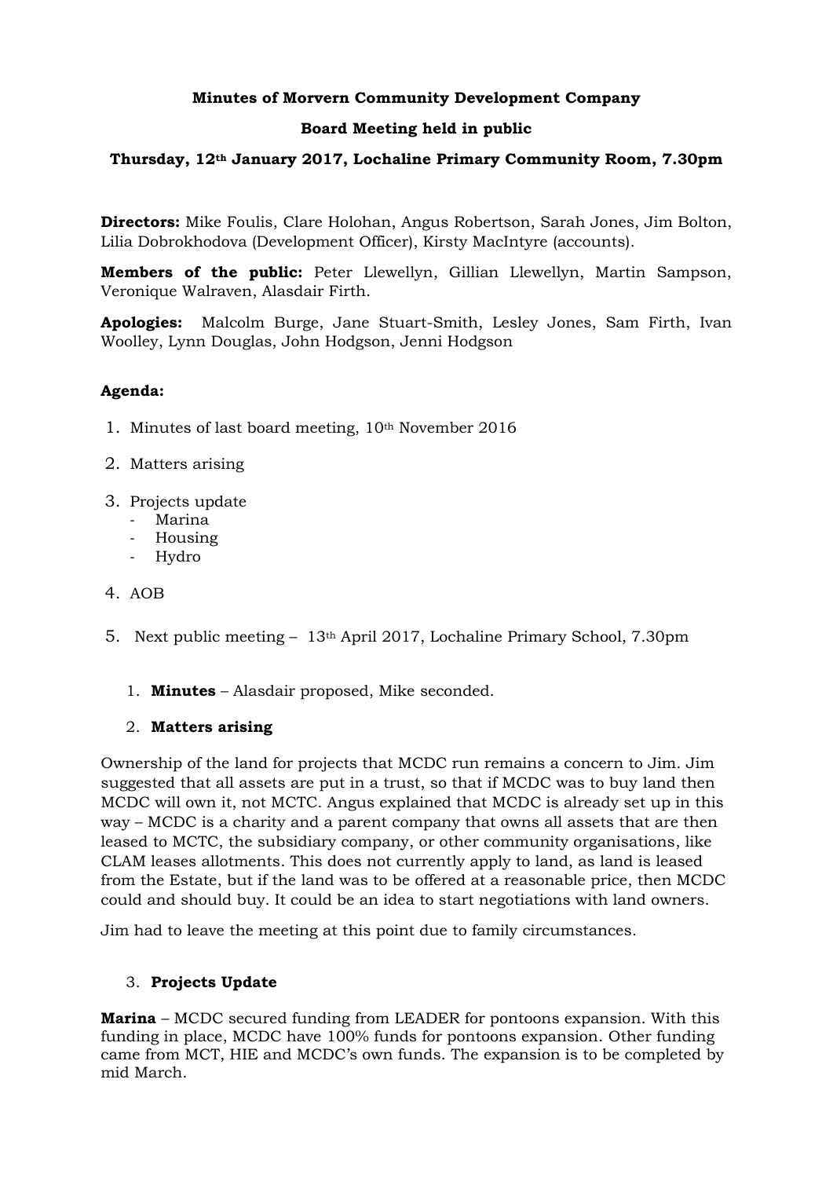**Minutes of Morvern Community Development Company**

**Board Meeting held in public**

**Thursday, 12th January 2017, Lochaline Primary Community Room, 7.30pm**

**Directors:** Mike Foulis, Clare Holohan, Angus Robertson, Sarah Jones, Jim Bolton, Lilia Dobrokhodova (Development Officer), Kirsty MacIntyre (accounts).

**Members of the public:** Peter Llewellyn, Gillian Llewellyn, Martin Sampson, Veronique Walraven, Alasdair Firth.

**Apologies:** Malcolm Burge, Jane Stuart-Smith, Lesley Jones, Sam Firth, Ivan Woolley, Lynn Douglas, John Hodgson, Jenni Hodgson

**Agenda:**

1. Minutes of last board meeting, 10th November 2016
2. Matters arising
3. Projects update
   - Marina
   - Housing
   - Hydro
4. AOB
5. Next public meeting – 13th April 2017, Lochaline Primary School, 7.30pm

1. **Minutes** – Alasdair proposed, Mike seconded.

2. **Matters arising**

Ownership of the land for projects that MCDC run remains a concern to Jim. Jim suggested that all assets are put in a trust, so that if MCDC was to buy land then MCDC will own it, not MCTC. Angus explained that MCDC is already set up in this way – MCDC is a charity and a parent company that owns all assets that are then leased to MCTC, the subsidiary company, or other community organisations, like CLAM leases allotments. This does not currently apply to land, as land is leased from the Estate, but if the land was to be offered at a reasonable price, then MCDC could and should buy. It could be an idea to start negotiations with land owners.

Jim had to leave the meeting at this point due to family circumstances.

3. **Projects Update**

**Marina** – MCDC secured funding from LEADER for pontoons expansion. With this funding in place, MCDC have 100% funds for pontoons expansion. Other funding came from MCT, HIE and MCDC's own funds. The expansion is to be completed by mid March.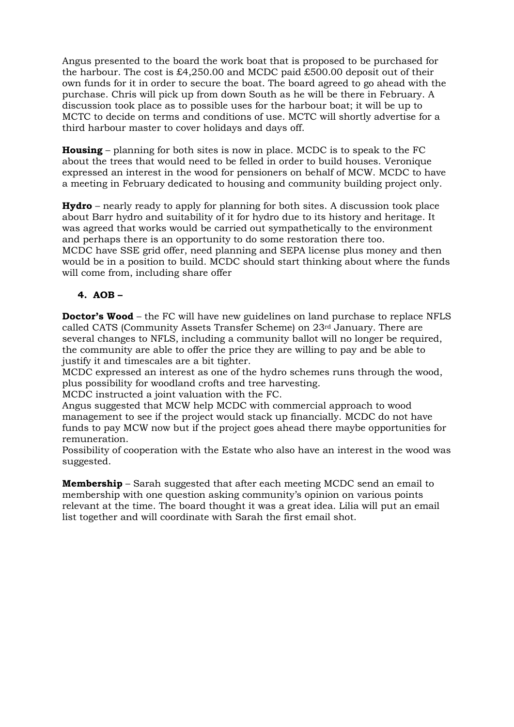Angus presented to the board the work boat that is proposed to be purchased for the harbour. The cost is £4,250.00 and MCDC paid £500.00 deposit out of their own funds for it in order to secure the boat. The board agreed to go ahead with the purchase. Chris will pick up from down South as he will be there in February. A discussion took place as to possible uses for the harbour boat; it will be up to MCTC to decide on terms and conditions of use. MCTC will shortly advertise for a third harbour master to cover holidays and days off.

**Housing** – planning for both sites is now in place. MCDC is to speak to the FC about the trees that would need to be felled in order to build houses. Veronique expressed an interest in the wood for pensioners on behalf of MCW. MCDC to have a meeting in February dedicated to housing and community building project only.

**Hydro** – nearly ready to apply for planning for both sites. A discussion took place about Barr hydro and suitability of it for hydro due to its history and heritage. It was agreed that works would be carried out sympathetically to the environment and perhaps there is an opportunity to do some restoration there too.
MCDC have SSE grid offer, need planning and SEPA license plus money and then would be in a position to build. MCDC should start thinking about where the funds will come from, including share offer

4. **AOB –**

**Doctor's Wood** – the FC will have new guidelines on land purchase to replace NFLS called CATS (Community Assets Transfer Scheme) on 23rd January. There are several changes to NFLS, including a community ballot will no longer be required, the community are able to offer the price they are willing to pay and be able to justify it and timescales are a bit tighter.
MCDC expressed an interest as one of the hydro schemes runs through the wood, plus possibility for woodland crofts and tree harvesting.
MCDC instructed a joint valuation with the FC.
Angus suggested that MCW help MCDC with commercial approach to wood management to see if the project would stack up financially. MCDC do not have funds to pay MCW now but if the project goes ahead there maybe opportunities for remuneration.
Possibility of cooperation with the Estate who also have an interest in the wood was suggested.

**Membership** – Sarah suggested that after each meeting MCDC send an email to membership with one question asking community's opinion on various points relevant at the time. The board thought it was a great idea. Lilia will put an email list together and will coordinate with Sarah the first email shot.